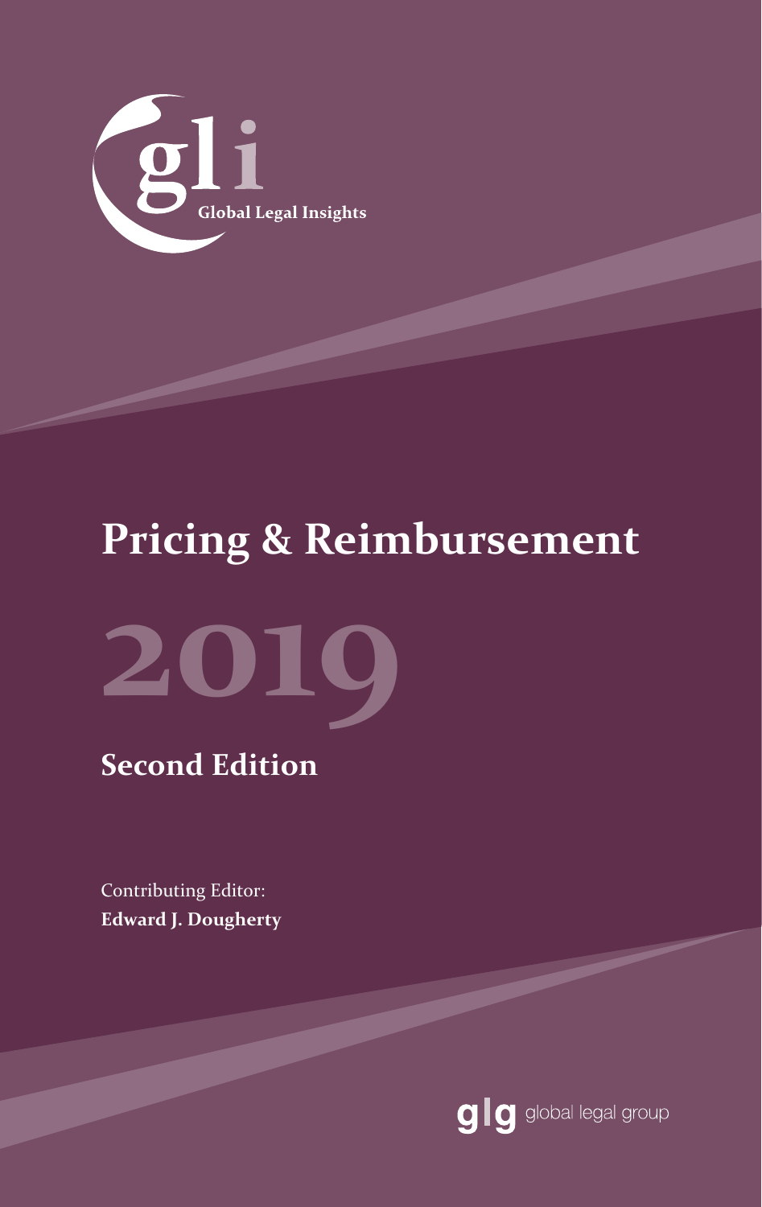gli

Global Legal Insights

# Pricing & Reimbursement

# 2019

## Second Edition

Contributing Editor:
**Edward J. Dougherty**

glg global legal group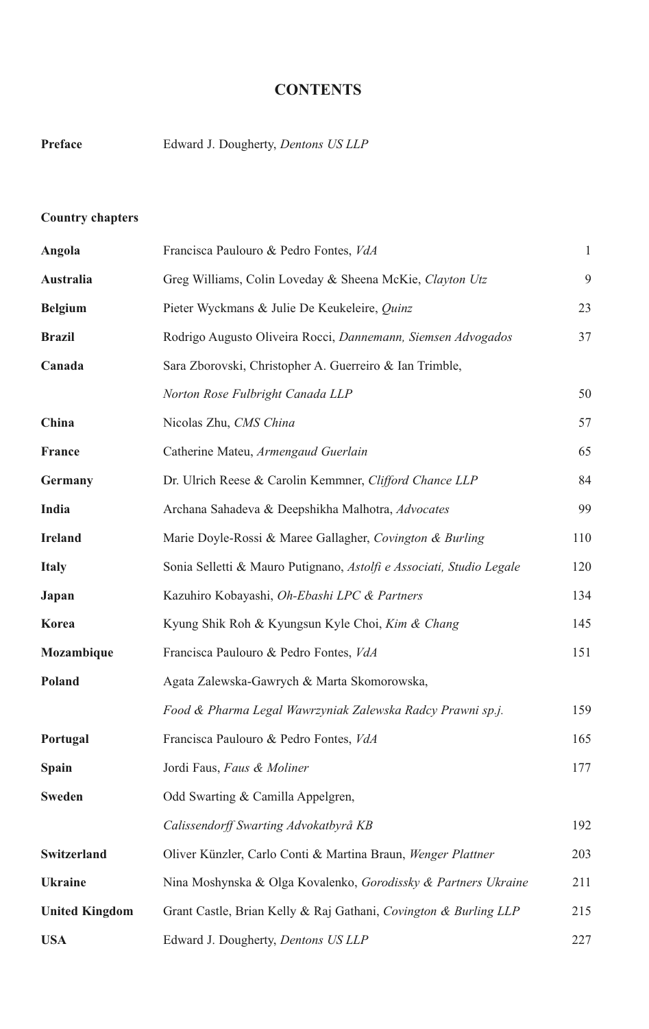# CONTENTS

**Preface** Edward J. Dougherty, *Dentons US LLP*

**Country chapters**

| | | |
|---|---|---|
| **Angola** | Francisca Paulouro & Pedro Fontes, *VdA* | 1 |
| **Australia** | Greg Williams, Colin Loveday & Sheena McKie, *Clayton Utz* | 9 |
| **Belgium** | Pieter Wyckmans & Julie De Keukeleire, *Quinz* | 23 |
| **Brazil** | Rodrigo Augusto Oliveira Rocci, *Dannemann, Siemsen Advogados* | 37 |
| **Canada** | Sara Zborovski, Christopher A. Guerreiro & Ian Trimble, *Norton Rose Fulbright Canada LLP* | 50 |
| **China** | Nicolas Zhu, *CMS China* | 57 |
| **France** | Catherine Mateu, *Armengaud Guerlain* | 65 |
| **Germany** | Dr. Ulrich Reese & Carolin Kemmner, *Clifford Chance LLP* | 84 |
| **India** | Archana Sahadeva & Deepshikha Malhotra, *Advocates* | 99 |
| **Ireland** | Marie Doyle-Rossi & Maree Gallagher, *Covington & Burling* | 110 |
| **Italy** | Sonia Selletti & Mauro Putignano, *Astolfi e Associati, Studio Legale* | 120 |
| **Japan** | Kazuhiro Kobayashi, *Oh-Ebashi LPC & Partners* | 134 |
| **Korea** | Kyung Shik Roh & Kyungsun Kyle Choi, *Kim & Chang* | 145 |
| **Mozambique** | Francisca Paulouro & Pedro Fontes, *VdA* | 151 |
| **Poland** | Agata Zalewska-Gawrych & Marta Skomorowska, *Food & Pharma Legal Wawrzyniak Zalewska Radcy Prawni sp.j.* | 159 |
| **Portugal** | Francisca Paulouro & Pedro Fontes, *VdA* | 165 |
| **Spain** | Jordi Faus, *Faus & Moliner* | 177 |
| **Sweden** | Odd Swarting & Camilla Appelgren, *Calissendorff Swarting Advokatbyrå KB* | 192 |
| **Switzerland** | Oliver Künzler, Carlo Conti & Martina Braun, *Wenger Plattner* | 203 |
| **Ukraine** | Nina Moshynska & Olga Kovalenko, *Gorodissky & Partners Ukraine* | 211 |
| **United Kingdom** | Grant Castle, Brian Kelly & Raj Gathani, *Covington & Burling LLP* | 215 |
| **USA** | Edward J. Dougherty, *Dentons US LLP* | 227 |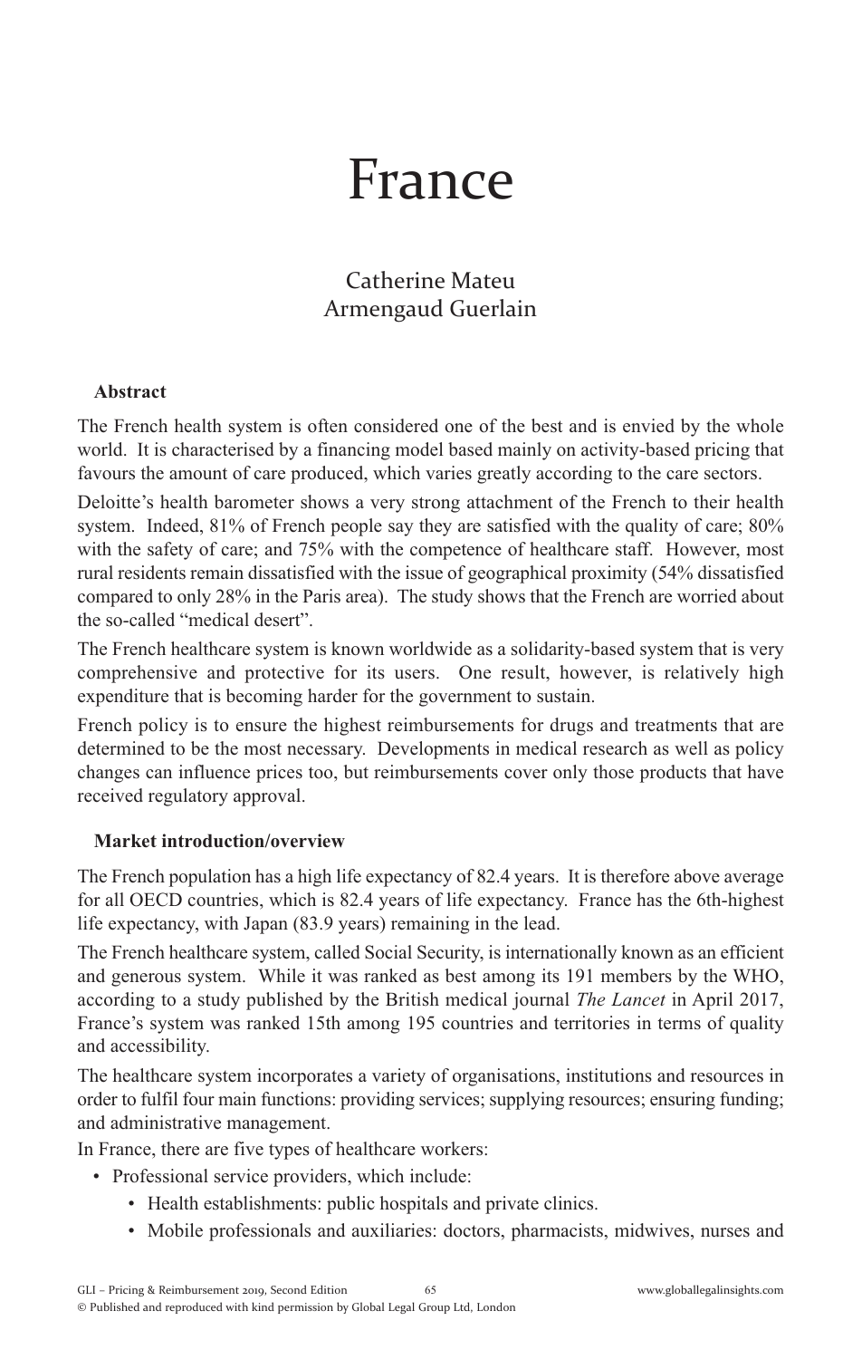# France

Catherine Mateu
Armengaud Guerlain

**Abstract**

The French health system is often considered one of the best and is envied by the whole world. It is characterised by a financing model based mainly on activity-based pricing that favours the amount of care produced, which varies greatly according to the care sectors.

Deloitte's health barometer shows a very strong attachment of the French to their health system. Indeed, 81% of French people say they are satisfied with the quality of care; 80% with the safety of care; and 75% with the competence of healthcare staff. However, most rural residents remain dissatisfied with the issue of geographical proximity (54% dissatisfied compared to only 28% in the Paris area). The study shows that the French are worried about the so-called "medical desert".

The French healthcare system is known worldwide as a solidarity-based system that is very comprehensive and protective for its users. One result, however, is relatively high expenditure that is becoming harder for the government to sustain.

French policy is to ensure the highest reimbursements for drugs and treatments that are determined to be the most necessary. Developments in medical research as well as policy changes can influence prices too, but reimbursements cover only those products that have received regulatory approval.

**Market introduction/overview**

The French population has a high life expectancy of 82.4 years. It is therefore above average for all OECD countries, which is 82.4 years of life expectancy. France has the 6th-highest life expectancy, with Japan (83.9 years) remaining in the lead.

The French healthcare system, called Social Security, is internationally known as an efficient and generous system. While it was ranked as best among its 191 members by the WHO, according to a study published by the British medical journal *The Lancet* in April 2017, France's system was ranked 15th among 195 countries and territories in terms of quality and accessibility.

The healthcare system incorporates a variety of organisations, institutions and resources in order to fulfil four main functions: providing services; supplying resources; ensuring funding; and administrative management.

In France, there are five types of healthcare workers:

- Professional service providers, which include:
  - Health establishments: public hospitals and private clinics.
  - Mobile professionals and auxiliaries: doctors, pharmacists, midwives, nurses and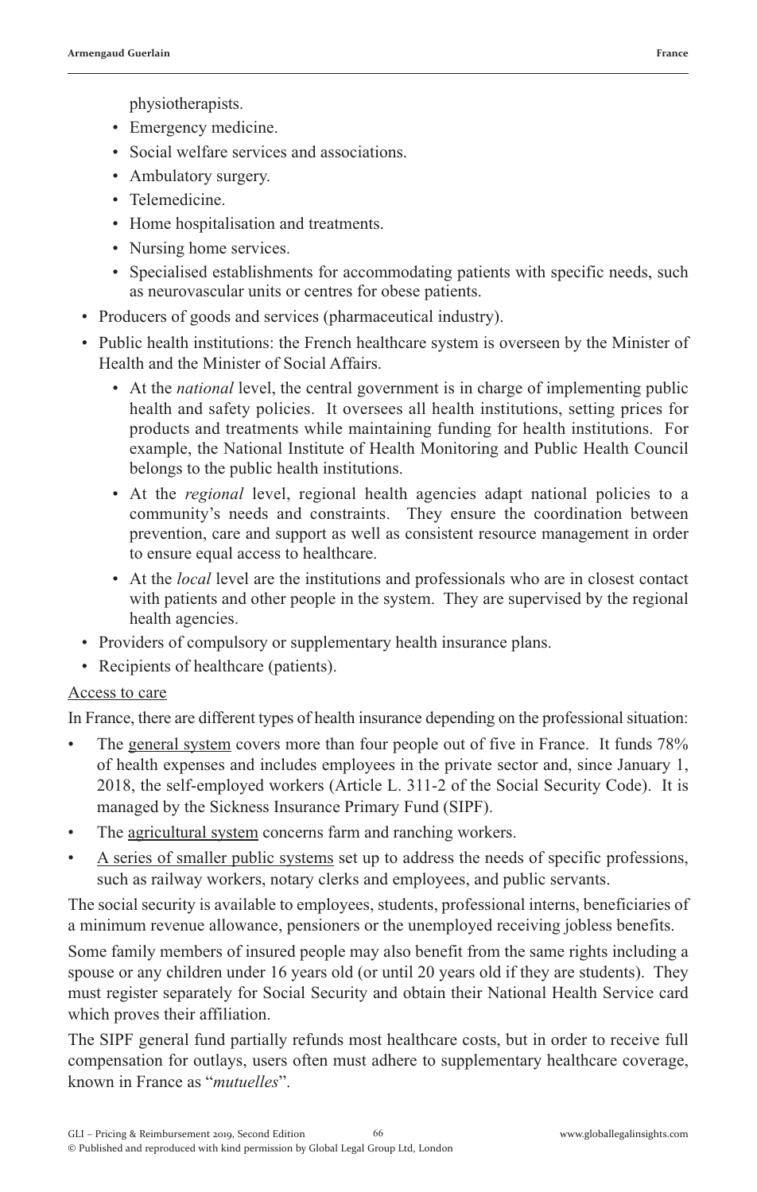physiotherapists.
    - Emergency medicine.
    - Social welfare services and associations.
    - Ambulatory surgery.
    - Telemedicine.
    - Home hospitalisation and treatments.
    - Nursing home services.
    - Specialised establishments for accommodating patients with specific needs, such as neurovascular units or centres for obese patients.
- Producers of goods and services (pharmaceutical industry).
- Public health institutions: the French healthcare system is overseen by the Minister of Health and the Minister of Social Affairs.
    - At the *national* level, the central government is in charge of implementing public health and safety policies. It oversees all health institutions, setting prices for products and treatments while maintaining funding for health institutions. For example, the National Institute of Health Monitoring and Public Health Council belongs to the public health institutions.
    - At the *regional* level, regional health agencies adapt national policies to a community's needs and constraints. They ensure the coordination between prevention, care and support as well as consistent resource management in order to ensure equal access to healthcare.
    - At the *local* level are the institutions and professionals who are in closest contact with patients and other people in the system. They are supervised by the regional health agencies.
- Providers of compulsory or supplementary health insurance plans.
- Recipients of healthcare (patients).

<u>Access to care</u>

In France, there are different types of health insurance depending on the professional situation:

- The <u>general system</u> covers more than four people out of five in France. It funds 78% of health expenses and includes employees in the private sector and, since January 1, 2018, the self-employed workers (Article L. 311-2 of the Social Security Code). It is managed by the Sickness Insurance Primary Fund (SIPF).
- The <u>agricultural system</u> concerns farm and ranching workers.
- <u>A series of smaller public systems</u> set up to address the needs of specific professions, such as railway workers, notary clerks and employees, and public servants.

The social security is available to employees, students, professional interns, beneficiaries of a minimum revenue allowance, pensioners or the unemployed receiving jobless benefits.

Some family members of insured people may also benefit from the same rights including a spouse or any children under 16 years old (or until 20 years old if they are students). They must register separately for Social Security and obtain their National Health Service card which proves their affiliation.

The SIPF general fund partially refunds most healthcare costs, but in order to receive full compensation for outlays, users often must adhere to supplementary healthcare coverage, known in France as "*mutuelles*".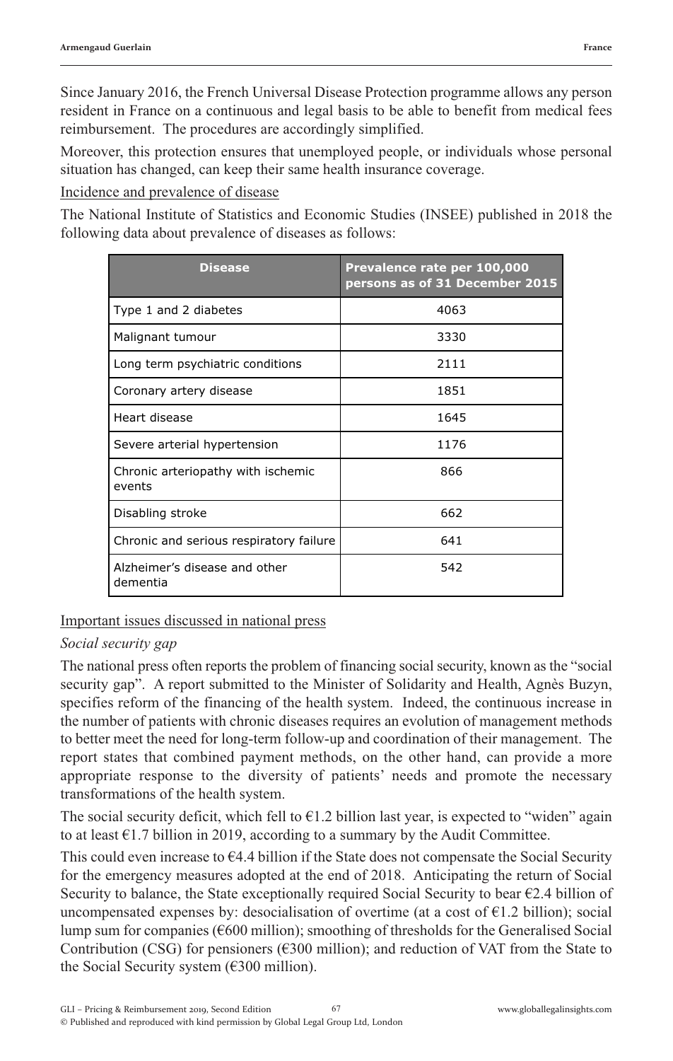Since January 2016, the French Universal Disease Protection programme allows any person resident in France on a continuous and legal basis to be able to benefit from medical fees reimbursement. The procedures are accordingly simplified.

Moreover, this protection ensures that unemployed people, or individuals whose personal situation has changed, can keep their same health insurance coverage.

Incidence and prevalence of disease

The National Institute of Statistics and Economic Studies (INSEE) published in 2018 the following data about prevalence of diseases as follows:

| Disease | Prevalence rate per 100,000 persons as of 31 December 2015 |
|---|---|
| Type 1 and 2 diabetes | 4063 |
| Malignant tumour | 3330 |
| Long term psychiatric conditions | 2111 |
| Coronary artery disease | 1851 |
| Heart disease | 1645 |
| Severe arterial hypertension | 1176 |
| Chronic arteriopathy with ischemic events | 866 |
| Disabling stroke | 662 |
| Chronic and serious respiratory failure | 641 |
| Alzheimer's disease and other dementia | 542 |

Important issues discussed in national press

*Social security gap*

The national press often reports the problem of financing social security, known as the "social security gap". A report submitted to the Minister of Solidarity and Health, Agnès Buzyn, specifies reform of the financing of the health system. Indeed, the continuous increase in the number of patients with chronic diseases requires an evolution of management methods to better meet the need for long-term follow-up and coordination of their management. The report states that combined payment methods, on the other hand, can provide a more appropriate response to the diversity of patients' needs and promote the necessary transformations of the health system.

The social security deficit, which fell to €1.2 billion last year, is expected to "widen" again to at least €1.7 billion in 2019, according to a summary by the Audit Committee.

This could even increase to €4.4 billion if the State does not compensate the Social Security for the emergency measures adopted at the end of 2018. Anticipating the return of Social Security to balance, the State exceptionally required Social Security to bear €2.4 billion of uncompensated expenses by: desocialisation of overtime (at a cost of €1.2 billion); social lump sum for companies (€600 million); smoothing of thresholds for the Generalised Social Contribution (CSG) for pensioners (€300 million); and reduction of VAT from the State to the Social Security system (€300 million).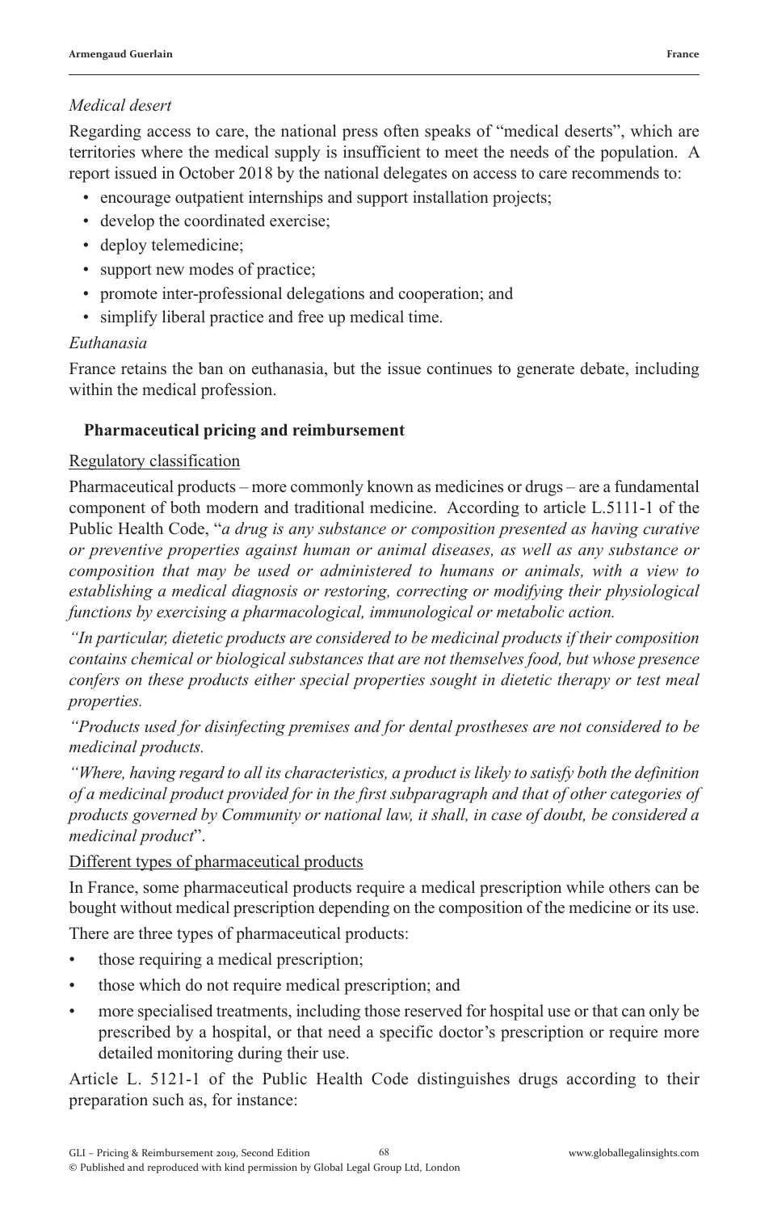*Medical desert*

Regarding access to care, the national press often speaks of "medical deserts", which are territories where the medical supply is insufficient to meet the needs of the population. A report issued in October 2018 by the national delegates on access to care recommends to:

- encourage outpatient internships and support installation projects;
- develop the coordinated exercise;
- deploy telemedicine;
- support new modes of practice;
- promote inter-professional delegations and cooperation; and
- simplify liberal practice and free up medical time.

*Euthanasia*

France retains the ban on euthanasia, but the issue continues to generate debate, including within the medical profession.

## Pharmaceutical pricing and reimbursement

Regulatory classification

Pharmaceutical products – more commonly known as medicines or drugs – are a fundamental component of both modern and traditional medicine. According to article L.5111-1 of the Public Health Code, "*a drug is any substance or composition presented as having curative or preventive properties against human or animal diseases, as well as any substance or composition that may be used or administered to humans or animals, with a view to establishing a medical diagnosis or restoring, correcting or modifying their physiological functions by exercising a pharmacological, immunological or metabolic action.*

*"In particular, dietetic products are considered to be medicinal products if their composition contains chemical or biological substances that are not themselves food, but whose presence confers on these products either special properties sought in dietetic therapy or test meal properties.*

*"Products used for disinfecting premises and for dental prostheses are not considered to be medicinal products.*

*"Where, having regard to all its characteristics, a product is likely to satisfy both the definition of a medicinal product provided for in the first subparagraph and that of other categories of products governed by Community or national law, it shall, in case of doubt, be considered a medicinal product*".

Different types of pharmaceutical products

In France, some pharmaceutical products require a medical prescription while others can be bought without medical prescription depending on the composition of the medicine or its use.

There are three types of pharmaceutical products:

- those requiring a medical prescription;
- those which do not require medical prescription; and
- more specialised treatments, including those reserved for hospital use or that can only be prescribed by a hospital, or that need a specific doctor's prescription or require more detailed monitoring during their use.

Article L. 5121-1 of the Public Health Code distinguishes drugs according to their preparation such as, for instance: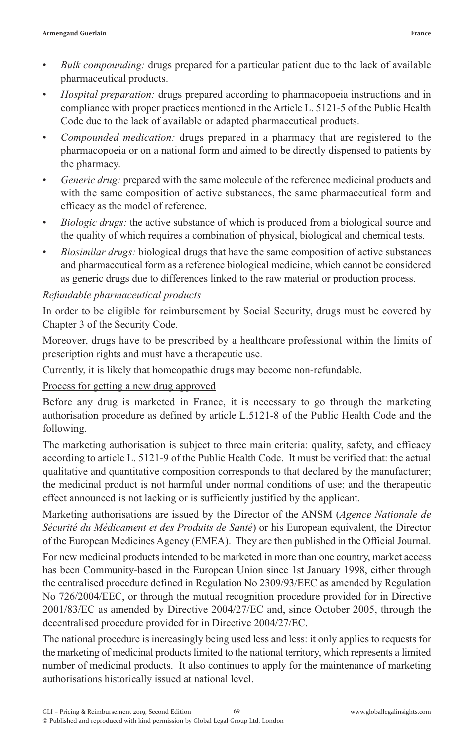- *Bulk compounding:* drugs prepared for a particular patient due to the lack of available pharmaceutical products.
- *Hospital preparation:* drugs prepared according to pharmacopoeia instructions and in compliance with proper practices mentioned in the Article L. 5121-5 of the Public Health Code due to the lack of available or adapted pharmaceutical products.
- *Compounded medication:* drugs prepared in a pharmacy that are registered to the pharmacopoeia or on a national form and aimed to be directly dispensed to patients by the pharmacy.
- *Generic drug:* prepared with the same molecule of the reference medicinal products and with the same composition of active substances, the same pharmaceutical form and efficacy as the model of reference.
- *Biologic drugs:* the active substance of which is produced from a biological source and the quality of which requires a combination of physical, biological and chemical tests.
- *Biosimilar drugs:* biological drugs that have the same composition of active substances and pharmaceutical form as a reference biological medicine, which cannot be considered as generic drugs due to differences linked to the raw material or production process.

*Refundable pharmaceutical products*

In order to be eligible for reimbursement by Social Security, drugs must be covered by Chapter 3 of the Security Code.

Moreover, drugs have to be prescribed by a healthcare professional within the limits of prescription rights and must have a therapeutic use.

Currently, it is likely that homeopathic drugs may become non-refundable.

Process for getting a new drug approved

Before any drug is marketed in France, it is necessary to go through the marketing authorisation procedure as defined by article L.5121-8 of the Public Health Code and the following.

The marketing authorisation is subject to three main criteria: quality, safety, and efficacy according to article L. 5121-9 of the Public Health Code. It must be verified that: the actual qualitative and quantitative composition corresponds to that declared by the manufacturer; the medicinal product is not harmful under normal conditions of use; and the therapeutic effect announced is not lacking or is sufficiently justified by the applicant.

Marketing authorisations are issued by the Director of the ANSM (*Agence Nationale de Sécurité du Médicament et des Produits de Santé*) or his European equivalent, the Director of the European Medicines Agency (EMEA). They are then published in the Official Journal.

For new medicinal products intended to be marketed in more than one country, market access has been Community-based in the European Union since 1st January 1998, either through the centralised procedure defined in Regulation No 2309/93/EEC as amended by Regulation No 726/2004/EEC, or through the mutual recognition procedure provided for in Directive 2001/83/EC as amended by Directive 2004/27/EC and, since October 2005, through the decentralised procedure provided for in Directive 2004/27/EC.

The national procedure is increasingly being used less and less: it only applies to requests for the marketing of medicinal products limited to the national territory, which represents a limited number of medicinal products. It also continues to apply for the maintenance of marketing authorisations historically issued at national level.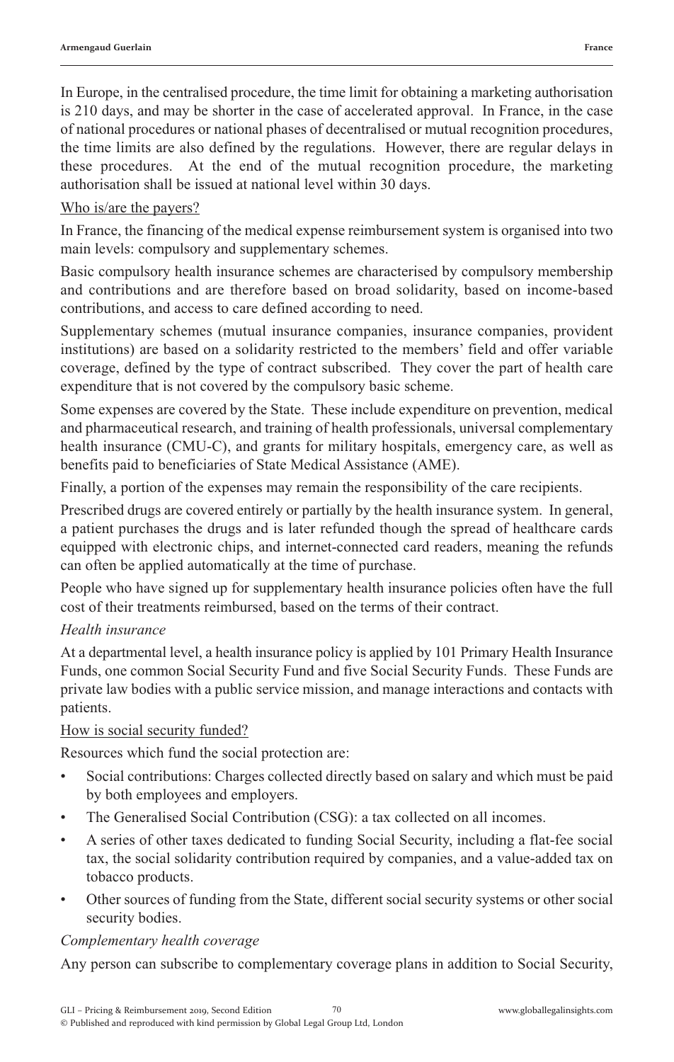In Europe, in the centralised procedure, the time limit for obtaining a marketing authorisation is 210 days, and may be shorter in the case of accelerated approval. In France, in the case of national procedures or national phases of decentralised or mutual recognition procedures, the time limits are also defined by the regulations. However, there are regular delays in these procedures. At the end of the mutual recognition procedure, the marketing authorisation shall be issued at national level within 30 days.

<u>Who is/are the payers?</u>

In France, the financing of the medical expense reimbursement system is organised into two main levels: compulsory and supplementary schemes.

Basic compulsory health insurance schemes are characterised by compulsory membership and contributions and are therefore based on broad solidarity, based on income-based contributions, and access to care defined according to need.

Supplementary schemes (mutual insurance companies, insurance companies, provident institutions) are based on a solidarity restricted to the members' field and offer variable coverage, defined by the type of contract subscribed. They cover the part of health care expenditure that is not covered by the compulsory basic scheme.

Some expenses are covered by the State. These include expenditure on prevention, medical and pharmaceutical research, and training of health professionals, universal complementary health insurance (CMU-C), and grants for military hospitals, emergency care, as well as benefits paid to beneficiaries of State Medical Assistance (AME).

Finally, a portion of the expenses may remain the responsibility of the care recipients.

Prescribed drugs are covered entirely or partially by the health insurance system. In general, a patient purchases the drugs and is later refunded though the spread of healthcare cards equipped with electronic chips, and internet-connected card readers, meaning the refunds can often be applied automatically at the time of purchase.

People who have signed up for supplementary health insurance policies often have the full cost of their treatments reimbursed, based on the terms of their contract.

*Health insurance*

At a departmental level, a health insurance policy is applied by 101 Primary Health Insurance Funds, one common Social Security Fund and five Social Security Funds. These Funds are private law bodies with a public service mission, and manage interactions and contacts with patients.

<u>How is social security funded?</u>

Resources which fund the social protection are:

- Social contributions: Charges collected directly based on salary and which must be paid by both employees and employers.
- The Generalised Social Contribution (CSG): a tax collected on all incomes.
- A series of other taxes dedicated to funding Social Security, including a flat-fee social tax, the social solidarity contribution required by companies, and a value-added tax on tobacco products.
- Other sources of funding from the State, different social security systems or other social security bodies.

*Complementary health coverage*

Any person can subscribe to complementary coverage plans in addition to Social Security,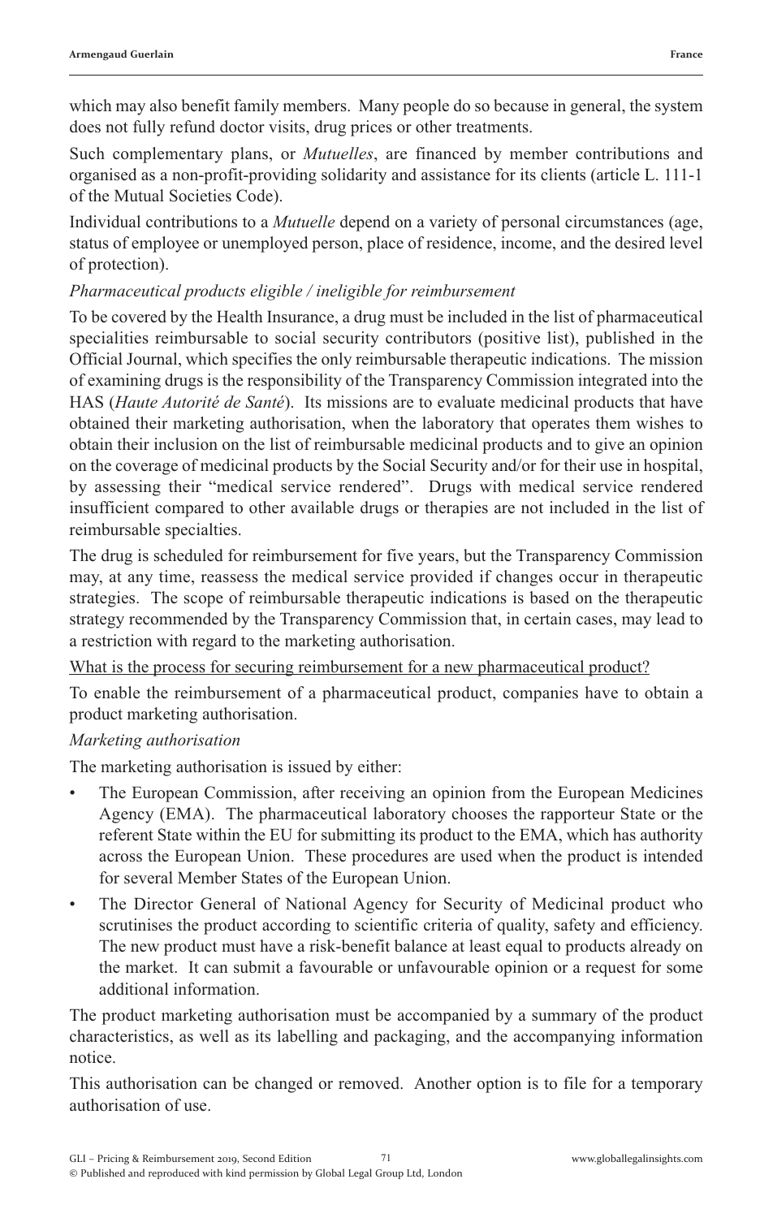which may also benefit family members. Many people do so because in general, the system does not fully refund doctor visits, drug prices or other treatments.

Such complementary plans, or *Mutuelles*, are financed by member contributions and organised as a non-profit-providing solidarity and assistance for its clients (article L. 111-1 of the Mutual Societies Code).

Individual contributions to a *Mutuelle* depend on a variety of personal circumstances (age, status of employee or unemployed person, place of residence, income, and the desired level of protection).

*Pharmaceutical products eligible / ineligible for reimbursement*

To be covered by the Health Insurance, a drug must be included in the list of pharmaceutical specialities reimbursable to social security contributors (positive list), published in the Official Journal, which specifies the only reimbursable therapeutic indications. The mission of examining drugs is the responsibility of the Transparency Commission integrated into the HAS (*Haute Autorité de Santé*). Its missions are to evaluate medicinal products that have obtained their marketing authorisation, when the laboratory that operates them wishes to obtain their inclusion on the list of reimbursable medicinal products and to give an opinion on the coverage of medicinal products by the Social Security and/or for their use in hospital, by assessing their "medical service rendered". Drugs with medical service rendered insufficient compared to other available drugs or therapies are not included in the list of reimbursable specialties.

The drug is scheduled for reimbursement for five years, but the Transparency Commission may, at any time, reassess the medical service provided if changes occur in therapeutic strategies. The scope of reimbursable therapeutic indications is based on the therapeutic strategy recommended by the Transparency Commission that, in certain cases, may lead to a restriction with regard to the marketing authorisation.

What is the process for securing reimbursement for a new pharmaceutical product?

To enable the reimbursement of a pharmaceutical product, companies have to obtain a product marketing authorisation.

*Marketing authorisation*

The marketing authorisation is issued by either:

- The European Commission, after receiving an opinion from the European Medicines Agency (EMA). The pharmaceutical laboratory chooses the rapporteur State or the referent State within the EU for submitting its product to the EMA, which has authority across the European Union. These procedures are used when the product is intended for several Member States of the European Union.
- The Director General of National Agency for Security of Medicinal product who scrutinises the product according to scientific criteria of quality, safety and efficiency. The new product must have a risk-benefit balance at least equal to products already on the market. It can submit a favourable or unfavourable opinion or a request for some additional information.

The product marketing authorisation must be accompanied by a summary of the product characteristics, as well as its labelling and packaging, and the accompanying information notice.

This authorisation can be changed or removed. Another option is to file for a temporary authorisation of use.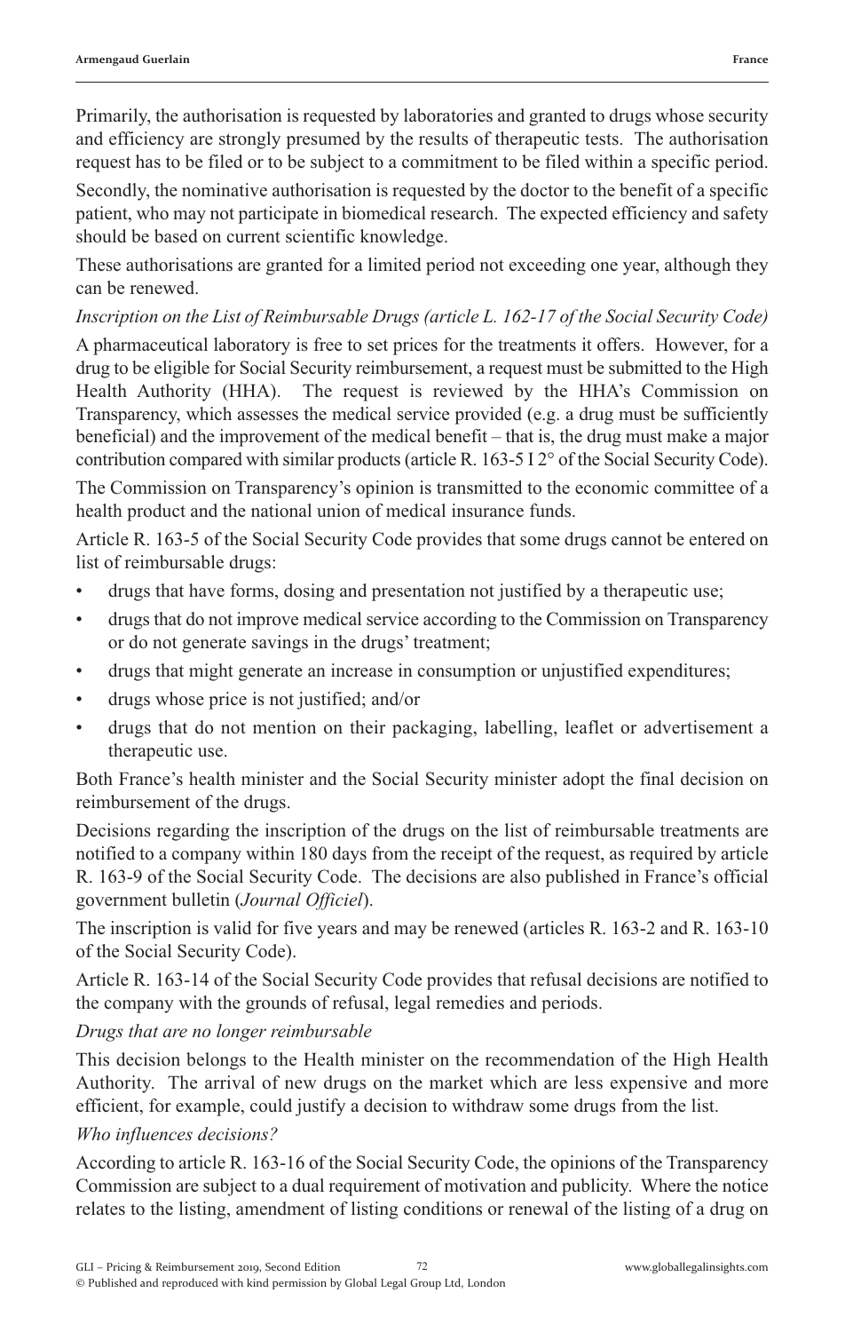Primarily, the authorisation is requested by laboratories and granted to drugs whose security and efficiency are strongly presumed by the results of therapeutic tests. The authorisation request has to be filed or to be subject to a commitment to be filed within a specific period.

Secondly, the nominative authorisation is requested by the doctor to the benefit of a specific patient, who may not participate in biomedical research. The expected efficiency and safety should be based on current scientific knowledge.

These authorisations are granted for a limited period not exceeding one year, although they can be renewed.

*Inscription on the List of Reimbursable Drugs (article L. 162-17 of the Social Security Code)*

A pharmaceutical laboratory is free to set prices for the treatments it offers. However, for a drug to be eligible for Social Security reimbursement, a request must be submitted to the High Health Authority (HHA). The request is reviewed by the HHA's Commission on Transparency, which assesses the medical service provided (e.g. a drug must be sufficiently beneficial) and the improvement of the medical benefit – that is, the drug must make a major contribution compared with similar products (article R. 163-5 I 2° of the Social Security Code).

The Commission on Transparency's opinion is transmitted to the economic committee of a health product and the national union of medical insurance funds.

Article R. 163-5 of the Social Security Code provides that some drugs cannot be entered on list of reimbursable drugs:

- drugs that have forms, dosing and presentation not justified by a therapeutic use;
- drugs that do not improve medical service according to the Commission on Transparency or do not generate savings in the drugs' treatment;
- drugs that might generate an increase in consumption or unjustified expenditures;
- drugs whose price is not justified; and/or
- drugs that do not mention on their packaging, labelling, leaflet or advertisement a therapeutic use.

Both France's health minister and the Social Security minister adopt the final decision on reimbursement of the drugs.

Decisions regarding the inscription of the drugs on the list of reimbursable treatments are notified to a company within 180 days from the receipt of the request, as required by article R. 163-9 of the Social Security Code. The decisions are also published in France's official government bulletin (*Journal Officiel*).

The inscription is valid for five years and may be renewed (articles R. 163-2 and R. 163-10 of the Social Security Code).

Article R. 163-14 of the Social Security Code provides that refusal decisions are notified to the company with the grounds of refusal, legal remedies and periods.

*Drugs that are no longer reimbursable*

This decision belongs to the Health minister on the recommendation of the High Health Authority. The arrival of new drugs on the market which are less expensive and more efficient, for example, could justify a decision to withdraw some drugs from the list.

*Who influences decisions?*

According to article R. 163-16 of the Social Security Code, the opinions of the Transparency Commission are subject to a dual requirement of motivation and publicity. Where the notice relates to the listing, amendment of listing conditions or renewal of the listing of a drug on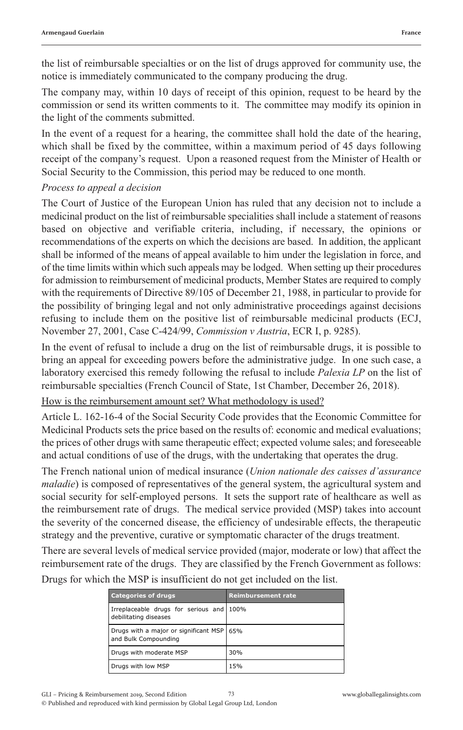the list of reimbursable specialties or on the list of drugs approved for community use, the notice is immediately communicated to the company producing the drug.

The company may, within 10 days of receipt of this opinion, request to be heard by the commission or send its written comments to it. The committee may modify its opinion in the light of the comments submitted.

In the event of a request for a hearing, the committee shall hold the date of the hearing, which shall be fixed by the committee, within a maximum period of 45 days following receipt of the company's request. Upon a reasoned request from the Minister of Health or Social Security to the Commission, this period may be reduced to one month.

*Process to appeal a decision*

The Court of Justice of the European Union has ruled that any decision not to include a medicinal product on the list of reimbursable specialities shall include a statement of reasons based on objective and verifiable criteria, including, if necessary, the opinions or recommendations of the experts on which the decisions are based. In addition, the applicant shall be informed of the means of appeal available to him under the legislation in force, and of the time limits within which such appeals may be lodged. When setting up their procedures for admission to reimbursement of medicinal products, Member States are required to comply with the requirements of Directive 89/105 of December 21, 1988, in particular to provide for the possibility of bringing legal and not only administrative proceedings against decisions refusing to include them on the positive list of reimbursable medicinal products (ECJ, November 27, 2001, Case C-424/99, *Commission v Austria*, ECR I, p. 9285).

In the event of refusal to include a drug on the list of reimbursable drugs, it is possible to bring an appeal for exceeding powers before the administrative judge. In one such case, a laboratory exercised this remedy following the refusal to include *Palexia LP* on the list of reimbursable specialties (French Council of State, 1st Chamber, December 26, 2018).

<u>How is the reimbursement amount set? What methodology is used?</u>

Article L. 162-16-4 of the Social Security Code provides that the Economic Committee for Medicinal Products sets the price based on the results of: economic and medical evaluations; the prices of other drugs with same therapeutic effect; expected volume sales; and foreseeable and actual conditions of use of the drugs, with the undertaking that operates the drug.

The French national union of medical insurance (*Union nationale des caisses d'assurance maladie*) is composed of representatives of the general system, the agricultural system and social security for self-employed persons. It sets the support rate of healthcare as well as the reimbursement rate of drugs. The medical service provided (MSP) takes into account the severity of the concerned disease, the efficiency of undesirable effects, the therapeutic strategy and the preventive, curative or symptomatic character of the drugs treatment.

There are several levels of medical service provided (major, moderate or low) that affect the reimbursement rate of the drugs. They are classified by the French Government as follows:

Drugs for which the MSP is insufficient do not get included on the list.

| Categories of drugs | Reimbursement rate |
| --- | --- |
| Irreplaceable drugs for serious and debilitating diseases | 100% |
| Drugs with a major or significant MSP and Bulk Compounding | 65% |
| Drugs with moderate MSP | 30% |
| Drugs with low MSP | 15% |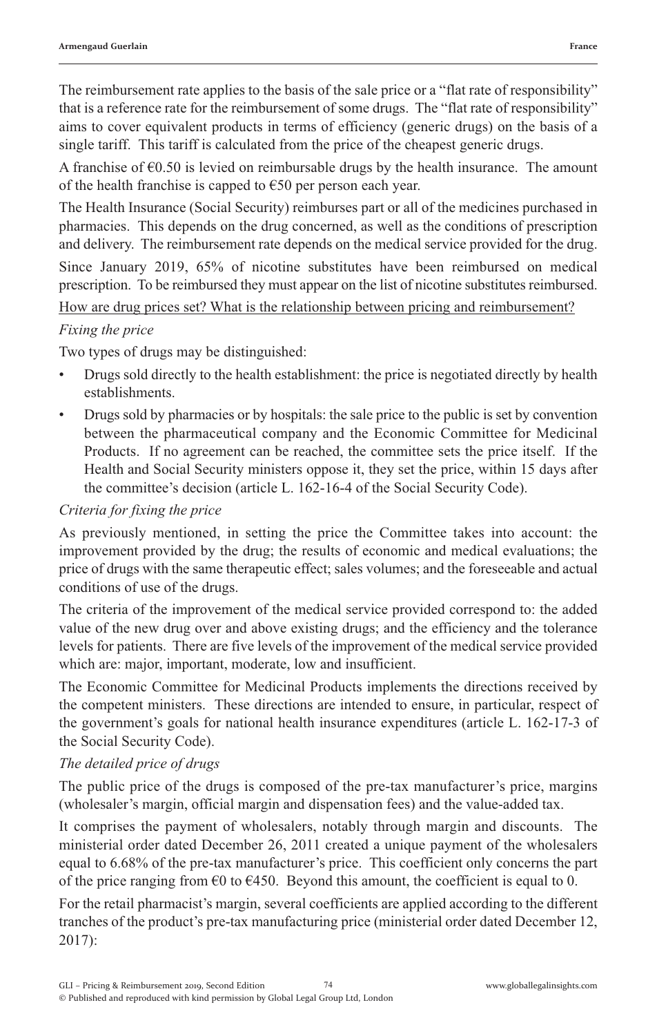The reimbursement rate applies to the basis of the sale price or a "flat rate of responsibility" that is a reference rate for the reimbursement of some drugs. The "flat rate of responsibility" aims to cover equivalent products in terms of efficiency (generic drugs) on the basis of a single tariff. This tariff is calculated from the price of the cheapest generic drugs.

A franchise of €0.50 is levied on reimbursable drugs by the health insurance. The amount of the health franchise is capped to €50 per person each year.

The Health Insurance (Social Security) reimburses part or all of the medicines purchased in pharmacies. This depends on the drug concerned, as well as the conditions of prescription and delivery. The reimbursement rate depends on the medical service provided for the drug.

Since January 2019, 65% of nicotine substitutes have been reimbursed on medical prescription. To be reimbursed they must appear on the list of nicotine substitutes reimbursed.

<u>How are drug prices set? What is the relationship between pricing and reimbursement?</u>

*Fixing the price*

Two types of drugs may be distinguished:

- Drugs sold directly to the health establishment: the price is negotiated directly by health establishments.
- Drugs sold by pharmacies or by hospitals: the sale price to the public is set by convention between the pharmaceutical company and the Economic Committee for Medicinal Products. If no agreement can be reached, the committee sets the price itself. If the Health and Social Security ministers oppose it, they set the price, within 15 days after the committee's decision (article L. 162-16-4 of the Social Security Code).

*Criteria for fixing the price*

As previously mentioned, in setting the price the Committee takes into account: the improvement provided by the drug; the results of economic and medical evaluations; the price of drugs with the same therapeutic effect; sales volumes; and the foreseeable and actual conditions of use of the drugs.

The criteria of the improvement of the medical service provided correspond to: the added value of the new drug over and above existing drugs; and the efficiency and the tolerance levels for patients. There are five levels of the improvement of the medical service provided which are: major, important, moderate, low and insufficient.

The Economic Committee for Medicinal Products implements the directions received by the competent ministers. These directions are intended to ensure, in particular, respect of the government's goals for national health insurance expenditures (article L. 162-17-3 of the Social Security Code).

*The detailed price of drugs*

The public price of the drugs is composed of the pre-tax manufacturer's price, margins (wholesaler's margin, official margin and dispensation fees) and the value-added tax.

It comprises the payment of wholesalers, notably through margin and discounts. The ministerial order dated December 26, 2011 created a unique payment of the wholesalers equal to 6.68% of the pre-tax manufacturer's price. This coefficient only concerns the part of the price ranging from €0 to €450. Beyond this amount, the coefficient is equal to 0.

For the retail pharmacist's margin, several coefficients are applied according to the different tranches of the product's pre-tax manufacturing price (ministerial order dated December 12, 2017):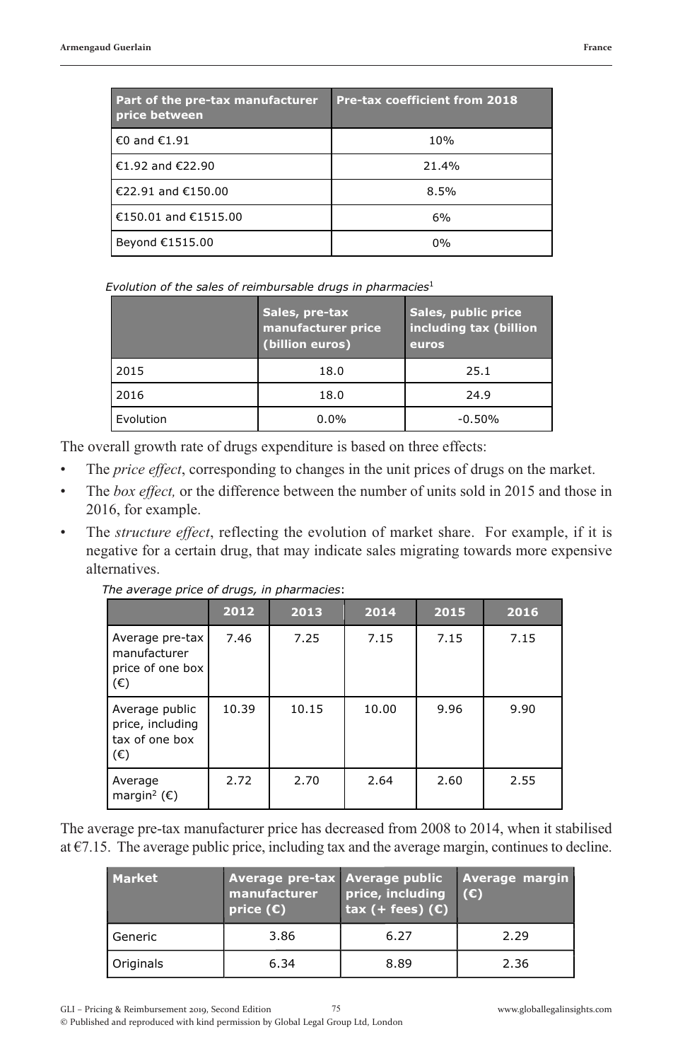| Part of the pre-tax manufacturer price between | Pre-tax coefficient from 2018 |
|---|---|
| €0 and €1.91 | 10% |
| €1.92 and €22.90 | 21.4% |
| €22.91 and €150.00 | 8.5% |
| €150.01 and €1515.00 | 6% |
| Beyond €1515.00 | 0% |

*Evolution of the sales of reimbursable drugs in pharmacies*[1]

| | Sales, pre-tax manufacturer price (billion euros) | Sales, public price including tax (billion euros |
|---|---|---|
| 2015 | 18.0 | 25.1 |
| 2016 | 18.0 | 24.9 |
| Evolution | 0.0% | -0.50% |

The overall growth rate of drugs expenditure is based on three effects:

- The *price effect*, corresponding to changes in the unit prices of drugs on the market.
- The *box effect,* or the difference between the number of units sold in 2015 and those in 2016, for example.
- The *structure effect*, reflecting the evolution of market share. For example, if it is negative for a certain drug, that may indicate sales migrating towards more expensive alternatives.

*The average price of drugs, in pharmacies*:

| | 2012 | 2013 | 2014 | 2015 | 2016 |
|---|---|---|---|---|---|
| Average pre-tax manufacturer price of one box (€) | 7.46 | 7.25 | 7.15 | 7.15 | 7.15 |
| Average public price, including tax of one box (€) | 10.39 | 10.15 | 10.00 | 9.96 | 9.90 |
| Average margin[2] (€) | 2.72 | 2.70 | 2.64 | 2.60 | 2.55 |

The average pre-tax manufacturer price has decreased from 2008 to 2014, when it stabilised at €7.15. The average public price, including tax and the average margin, continues to decline.

| Market | Average pre-tax manufacturer price (€) | Average public price, including tax (+ fees) (€) | Average margin (€) |
|---|---|---|---|
| Generic | 3.86 | 6.27 | 2.29 |
| Originals | 6.34 | 8.89 | 2.36 |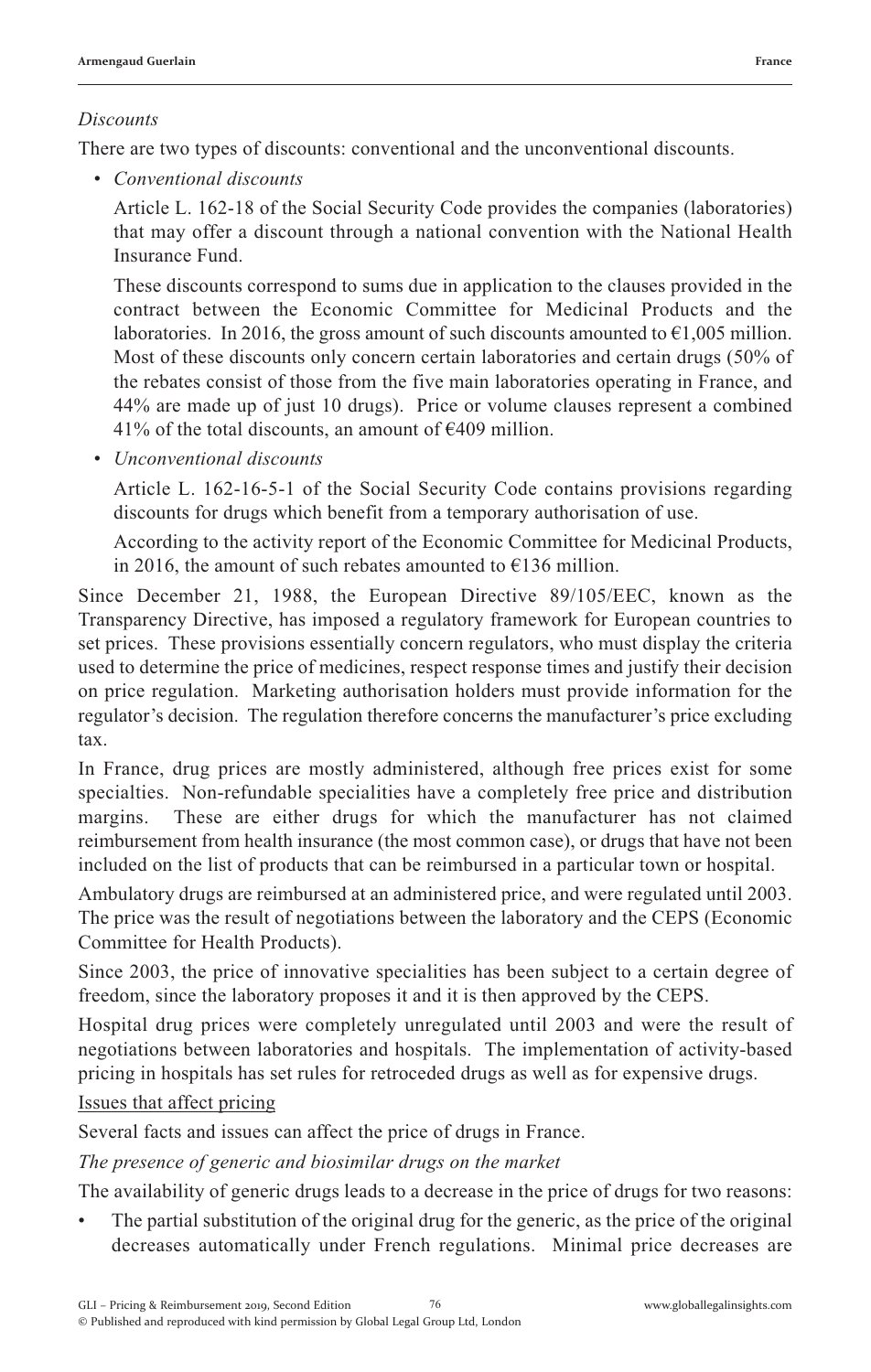*Discounts*

There are two types of discounts: conventional and the unconventional discounts.

- *Conventional discounts*

  Article L. 162-18 of the Social Security Code provides the companies (laboratories) that may offer a discount through a national convention with the National Health Insurance Fund.

  These discounts correspond to sums due in application to the clauses provided in the contract between the Economic Committee for Medicinal Products and the laboratories. In 2016, the gross amount of such discounts amounted to €1,005 million. Most of these discounts only concern certain laboratories and certain drugs (50% of the rebates consist of those from the five main laboratories operating in France, and 44% are made up of just 10 drugs). Price or volume clauses represent a combined 41% of the total discounts, an amount of €409 million.

- *Unconventional discounts*

  Article L. 162-16-5-1 of the Social Security Code contains provisions regarding discounts for drugs which benefit from a temporary authorisation of use.

  According to the activity report of the Economic Committee for Medicinal Products, in 2016, the amount of such rebates amounted to €136 million.

Since December 21, 1988, the European Directive 89/105/EEC, known as the Transparency Directive, has imposed a regulatory framework for European countries to set prices. These provisions essentially concern regulators, who must display the criteria used to determine the price of medicines, respect response times and justify their decision on price regulation. Marketing authorisation holders must provide information for the regulator's decision. The regulation therefore concerns the manufacturer's price excluding tax.

In France, drug prices are mostly administered, although free prices exist for some specialties. Non-refundable specialities have a completely free price and distribution margins. These are either drugs for which the manufacturer has not claimed reimbursement from health insurance (the most common case), or drugs that have not been included on the list of products that can be reimbursed in a particular town or hospital.

Ambulatory drugs are reimbursed at an administered price, and were regulated until 2003. The price was the result of negotiations between the laboratory and the CEPS (Economic Committee for Health Products).

Since 2003, the price of innovative specialities has been subject to a certain degree of freedom, since the laboratory proposes it and it is then approved by the CEPS.

Hospital drug prices were completely unregulated until 2003 and were the result of negotiations between laboratories and hospitals. The implementation of activity-based pricing in hospitals has set rules for retroceded drugs as well as for expensive drugs.

<u>Issues that affect pricing</u>

Several facts and issues can affect the price of drugs in France.

*The presence of generic and biosimilar drugs on the market*

The availability of generic drugs leads to a decrease in the price of drugs for two reasons:

- The partial substitution of the original drug for the generic, as the price of the original decreases automatically under French regulations. Minimal price decreases are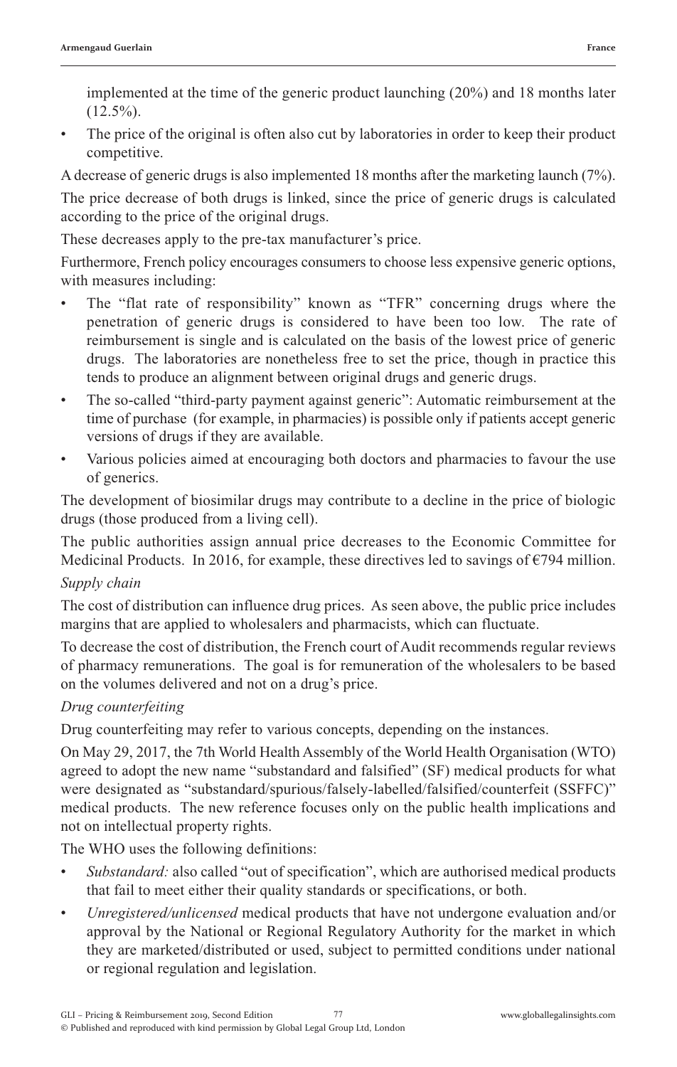implemented at the time of the generic product launching (20%) and 18 months later (12.5%).

- The price of the original is often also cut by laboratories in order to keep their product competitive.

A decrease of generic drugs is also implemented 18 months after the marketing launch (7%).

The price decrease of both drugs is linked, since the price of generic drugs is calculated according to the price of the original drugs.

These decreases apply to the pre-tax manufacturer's price.

Furthermore, French policy encourages consumers to choose less expensive generic options, with measures including:

- The "flat rate of responsibility" known as "TFR" concerning drugs where the penetration of generic drugs is considered to have been too low. The rate of reimbursement is single and is calculated on the basis of the lowest price of generic drugs. The laboratories are nonetheless free to set the price, though in practice this tends to produce an alignment between original drugs and generic drugs.
- The so-called "third-party payment against generic": Automatic reimbursement at the time of purchase (for example, in pharmacies) is possible only if patients accept generic versions of drugs if they are available.
- Various policies aimed at encouraging both doctors and pharmacies to favour the use of generics.

The development of biosimilar drugs may contribute to a decline in the price of biologic drugs (those produced from a living cell).

The public authorities assign annual price decreases to the Economic Committee for Medicinal Products. In 2016, for example, these directives led to savings of €794 million.

*Supply chain*

The cost of distribution can influence drug prices. As seen above, the public price includes margins that are applied to wholesalers and pharmacists, which can fluctuate.

To decrease the cost of distribution, the French court of Audit recommends regular reviews of pharmacy remunerations. The goal is for remuneration of the wholesalers to be based on the volumes delivered and not on a drug's price.

*Drug counterfeiting*

Drug counterfeiting may refer to various concepts, depending on the instances.

On May 29, 2017, the 7th World Health Assembly of the World Health Organisation (WTO) agreed to adopt the new name "substandard and falsified" (SF) medical products for what were designated as "substandard/spurious/falsely-labelled/falsified/counterfeit (SSFFC)" medical products. The new reference focuses only on the public health implications and not on intellectual property rights.

The WHO uses the following definitions:

- *Substandard:* also called "out of specification", which are authorised medical products that fail to meet either their quality standards or specifications, or both.
- *Unregistered/unlicensed* medical products that have not undergone evaluation and/or approval by the National or Regional Regulatory Authority for the market in which they are marketed/distributed or used, subject to permitted conditions under national or regional regulation and legislation.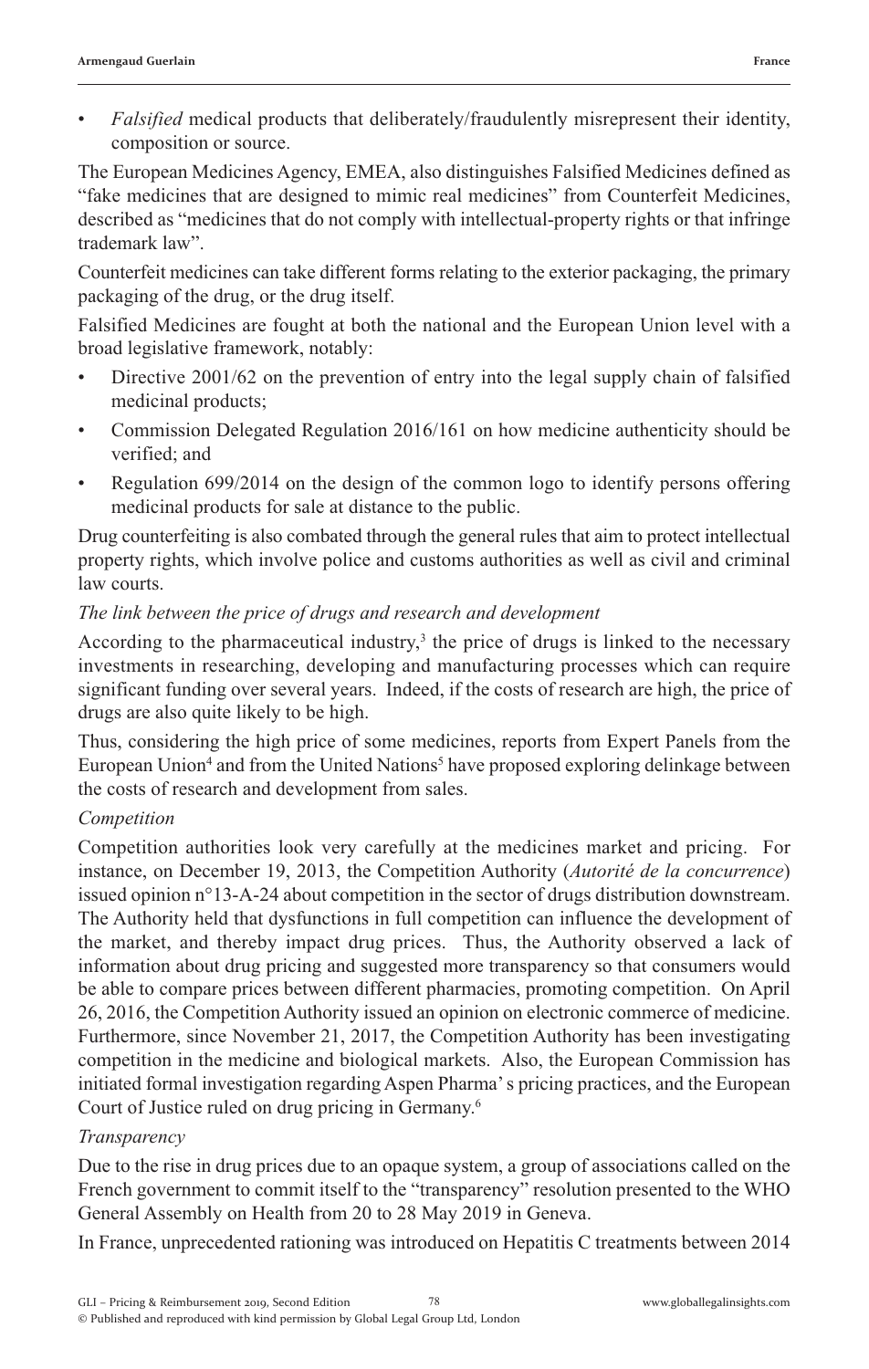- *Falsified* medical products that deliberately/fraudulently misrepresent their identity, composition or source.

The European Medicines Agency, EMEA, also distinguishes Falsified Medicines defined as "fake medicines that are designed to mimic real medicines" from Counterfeit Medicines, described as "medicines that do not comply with intellectual-property rights or that infringe trademark law".

Counterfeit medicines can take different forms relating to the exterior packaging, the primary packaging of the drug, or the drug itself.

Falsified Medicines are fought at both the national and the European Union level with a broad legislative framework, notably:

- Directive 2001/62 on the prevention of entry into the legal supply chain of falsified medicinal products;
- Commission Delegated Regulation 2016/161 on how medicine authenticity should be verified; and
- Regulation 699/2014 on the design of the common logo to identify persons offering medicinal products for sale at distance to the public.

Drug counterfeiting is also combated through the general rules that aim to protect intellectual property rights, which involve police and customs authorities as well as civil and criminal law courts.

*The link between the price of drugs and research and development*

According to the pharmaceutical industry,[3] the price of drugs is linked to the necessary investments in researching, developing and manufacturing processes which can require significant funding over several years. Indeed, if the costs of research are high, the price of drugs are also quite likely to be high.

Thus, considering the high price of some medicines, reports from Expert Panels from the European Union[4] and from the United Nations[5] have proposed exploring delinkage between the costs of research and development from sales.

*Competition*

Competition authorities look very carefully at the medicines market and pricing. For instance, on December 19, 2013, the Competition Authority (*Autorité de la concurrence*) issued opinion n°13-A-24 about competition in the sector of drugs distribution downstream. The Authority held that dysfunctions in full competition can influence the development of the market, and thereby impact drug prices. Thus, the Authority observed a lack of information about drug pricing and suggested more transparency so that consumers would be able to compare prices between different pharmacies, promoting competition. On April 26, 2016, the Competition Authority issued an opinion on electronic commerce of medicine. Furthermore, since November 21, 2017, the Competition Authority has been investigating competition in the medicine and biological markets. Also, the European Commission has initiated formal investigation regarding Aspen Pharma's pricing practices, and the European Court of Justice ruled on drug pricing in Germany.[6]

*Transparency*

Due to the rise in drug prices due to an opaque system, a group of associations called on the French government to commit itself to the "transparency" resolution presented to the WHO General Assembly on Health from 20 to 28 May 2019 in Geneva.

In France, unprecedented rationing was introduced on Hepatitis C treatments between 2014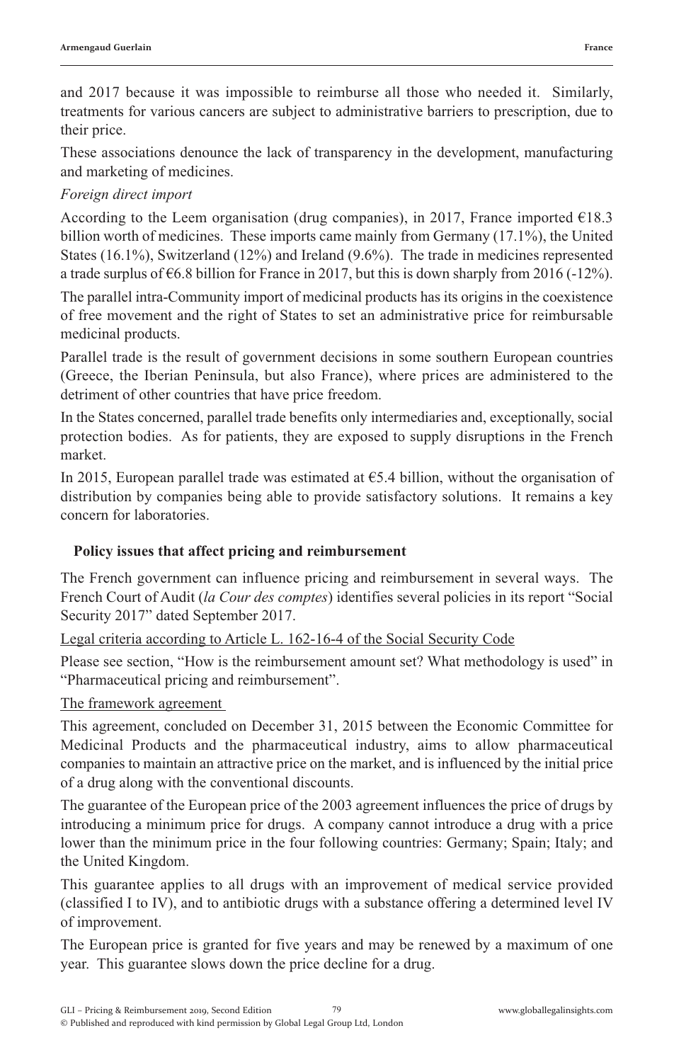and 2017 because it was impossible to reimburse all those who needed it. Similarly, treatments for various cancers are subject to administrative barriers to prescription, due to their price.

These associations denounce the lack of transparency in the development, manufacturing and marketing of medicines.

*Foreign direct import*

According to the Leem organisation (drug companies), in 2017, France imported €18.3 billion worth of medicines. These imports came mainly from Germany (17.1%), the United States (16.1%), Switzerland (12%) and Ireland (9.6%). The trade in medicines represented a trade surplus of €6.8 billion for France in 2017, but this is down sharply from 2016 (-12%).

The parallel intra-Community import of medicinal products has its origins in the coexistence of free movement and the right of States to set an administrative price for reimbursable medicinal products.

Parallel trade is the result of government decisions in some southern European countries (Greece, the Iberian Peninsula, but also France), where prices are administered to the detriment of other countries that have price freedom.

In the States concerned, parallel trade benefits only intermediaries and, exceptionally, social protection bodies. As for patients, they are exposed to supply disruptions in the French market.

In 2015, European parallel trade was estimated at €5.4 billion, without the organisation of distribution by companies being able to provide satisfactory solutions. It remains a key concern for laboratories.

## Policy issues that affect pricing and reimbursement

The French government can influence pricing and reimbursement in several ways. The French Court of Audit (*la Cour des comptes*) identifies several policies in its report "Social Security 2017" dated September 2017.

<u>Legal criteria according to Article L. 162-16-4 of the Social Security Code</u>

Please see section, "How is the reimbursement amount set? What methodology is used" in "Pharmaceutical pricing and reimbursement".

<u>The framework agreement</u>

This agreement, concluded on December 31, 2015 between the Economic Committee for Medicinal Products and the pharmaceutical industry, aims to allow pharmaceutical companies to maintain an attractive price on the market, and is influenced by the initial price of a drug along with the conventional discounts.

The guarantee of the European price of the 2003 agreement influences the price of drugs by introducing a minimum price for drugs. A company cannot introduce a drug with a price lower than the minimum price in the four following countries: Germany; Spain; Italy; and the United Kingdom.

This guarantee applies to all drugs with an improvement of medical service provided (classified I to IV), and to antibiotic drugs with a substance offering a determined level IV of improvement.

The European price is granted for five years and may be renewed by a maximum of one year. This guarantee slows down the price decline for a drug.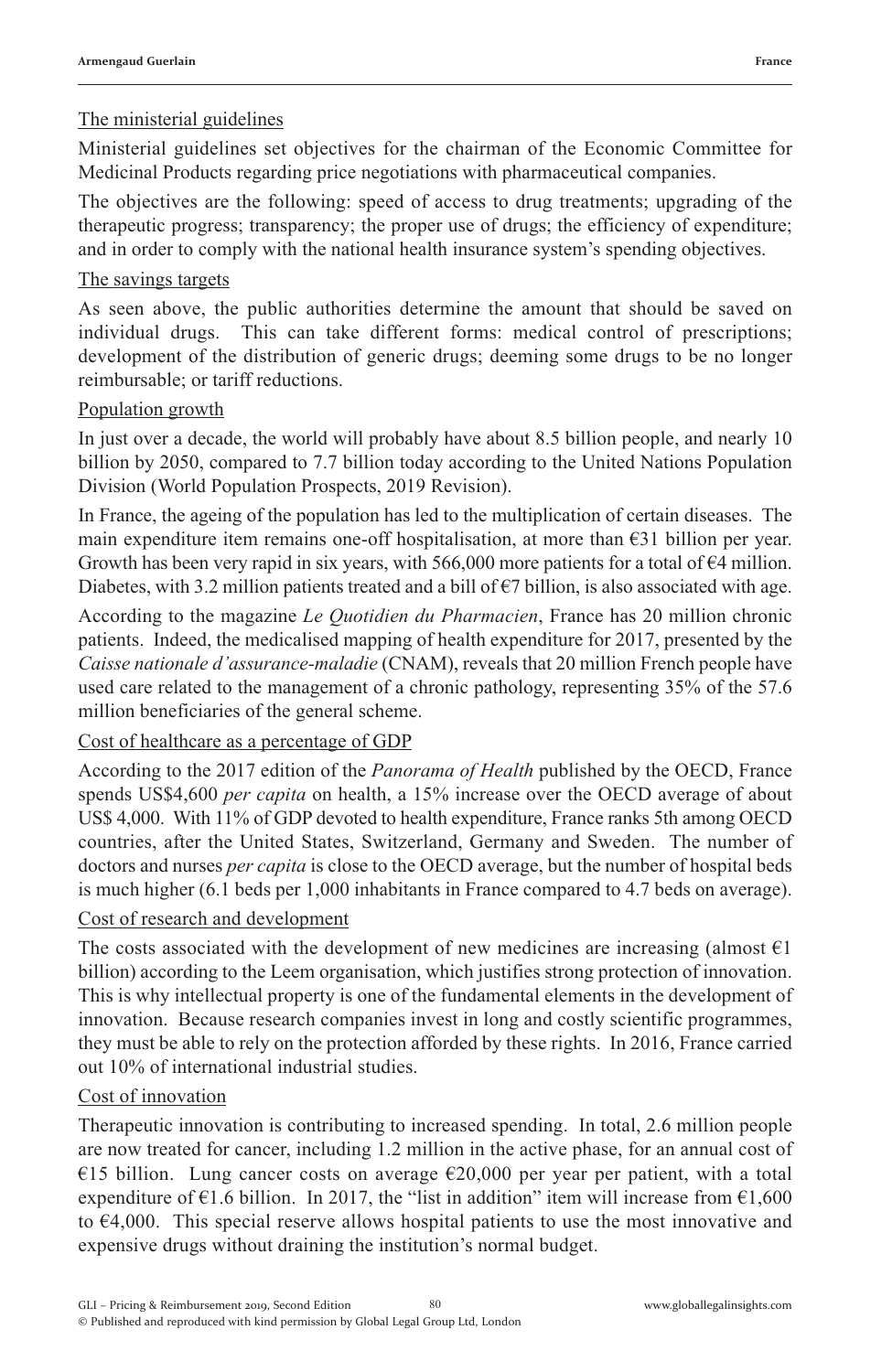The ministerial guidelines

Ministerial guidelines set objectives for the chairman of the Economic Committee for Medicinal Products regarding price negotiations with pharmaceutical companies.

The objectives are the following: speed of access to drug treatments; upgrading of the therapeutic progress; transparency; the proper use of drugs; the efficiency of expenditure; and in order to comply with the national health insurance system's spending objectives.

The savings targets

As seen above, the public authorities determine the amount that should be saved on individual drugs. This can take different forms: medical control of prescriptions; development of the distribution of generic drugs; deeming some drugs to be no longer reimbursable; or tariff reductions.

Population growth

In just over a decade, the world will probably have about 8.5 billion people, and nearly 10 billion by 2050, compared to 7.7 billion today according to the United Nations Population Division (World Population Prospects, 2019 Revision).

In France, the ageing of the population has led to the multiplication of certain diseases. The main expenditure item remains one-off hospitalisation, at more than €31 billion per year. Growth has been very rapid in six years, with 566,000 more patients for a total of €4 million. Diabetes, with 3.2 million patients treated and a bill of €7 billion, is also associated with age.

According to the magazine *Le Quotidien du Pharmacien*, France has 20 million chronic patients. Indeed, the medicalised mapping of health expenditure for 2017, presented by the *Caisse nationale d'assurance-maladie* (CNAM), reveals that 20 million French people have used care related to the management of a chronic pathology, representing 35% of the 57.6 million beneficiaries of the general scheme.

Cost of healthcare as a percentage of GDP

According to the 2017 edition of the *Panorama of Health* published by the OECD, France spends US$4,600 *per capita* on health, a 15% increase over the OECD average of about US$ 4,000. With 11% of GDP devoted to health expenditure, France ranks 5th among OECD countries, after the United States, Switzerland, Germany and Sweden. The number of doctors and nurses *per capita* is close to the OECD average, but the number of hospital beds is much higher (6.1 beds per 1,000 inhabitants in France compared to 4.7 beds on average).

Cost of research and development

The costs associated with the development of new medicines are increasing (almost €1 billion) according to the Leem organisation, which justifies strong protection of innovation. This is why intellectual property is one of the fundamental elements in the development of innovation. Because research companies invest in long and costly scientific programmes, they must be able to rely on the protection afforded by these rights. In 2016, France carried out 10% of international industrial studies.

Cost of innovation

Therapeutic innovation is contributing to increased spending. In total, 2.6 million people are now treated for cancer, including 1.2 million in the active phase, for an annual cost of €15 billion. Lung cancer costs on average €20,000 per year per patient, with a total expenditure of €1.6 billion. In 2017, the "list in addition" item will increase from €1,600 to €4,000. This special reserve allows hospital patients to use the most innovative and expensive drugs without draining the institution's normal budget.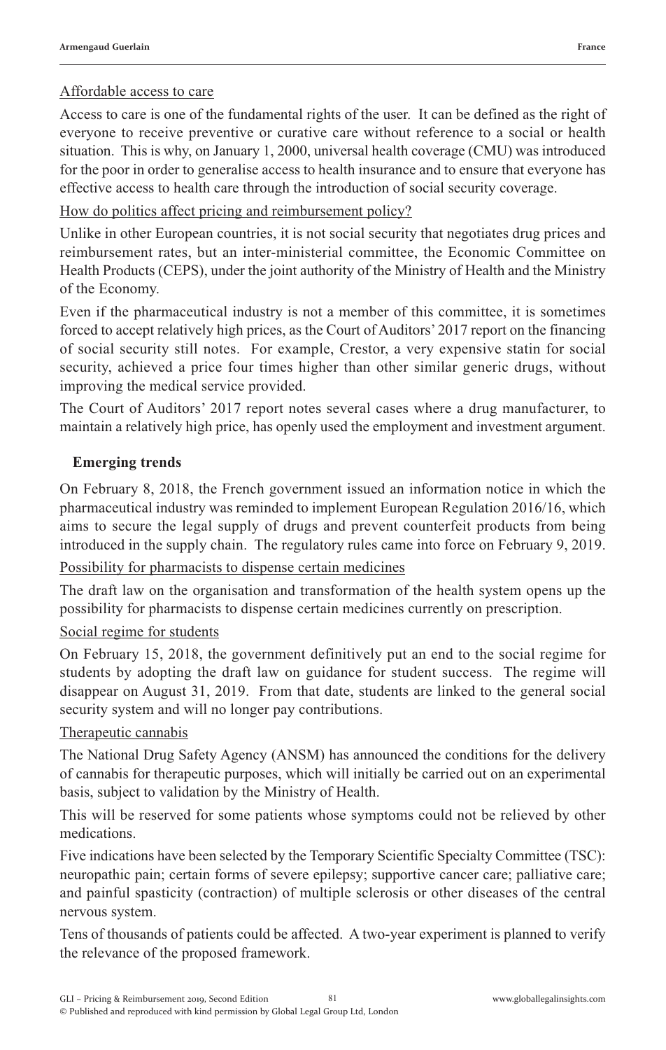Affordable access to care

Access to care is one of the fundamental rights of the user. It can be defined as the right of everyone to receive preventive or curative care without reference to a social or health situation. This is why, on January 1, 2000, universal health coverage (CMU) was introduced for the poor in order to generalise access to health insurance and to ensure that everyone has effective access to health care through the introduction of social security coverage.

How do politics affect pricing and reimbursement policy?

Unlike in other European countries, it is not social security that negotiates drug prices and reimbursement rates, but an inter-ministerial committee, the Economic Committee on Health Products (CEPS), under the joint authority of the Ministry of Health and the Ministry of the Economy.

Even if the pharmaceutical industry is not a member of this committee, it is sometimes forced to accept relatively high prices, as the Court of Auditors' 2017 report on the financing of social security still notes. For example, Crestor, a very expensive statin for social security, achieved a price four times higher than other similar generic drugs, without improving the medical service provided.

The Court of Auditors' 2017 report notes several cases where a drug manufacturer, to maintain a relatively high price, has openly used the employment and investment argument.

## Emerging trends

On February 8, 2018, the French government issued an information notice in which the pharmaceutical industry was reminded to implement European Regulation 2016/16, which aims to secure the legal supply of drugs and prevent counterfeit products from being introduced in the supply chain. The regulatory rules came into force on February 9, 2019.

Possibility for pharmacists to dispense certain medicines

The draft law on the organisation and transformation of the health system opens up the possibility for pharmacists to dispense certain medicines currently on prescription.

Social regime for students

On February 15, 2018, the government definitively put an end to the social regime for students by adopting the draft law on guidance for student success. The regime will disappear on August 31, 2019. From that date, students are linked to the general social security system and will no longer pay contributions.

Therapeutic cannabis

The National Drug Safety Agency (ANSM) has announced the conditions for the delivery of cannabis for therapeutic purposes, which will initially be carried out on an experimental basis, subject to validation by the Ministry of Health.

This will be reserved for some patients whose symptoms could not be relieved by other medications.

Five indications have been selected by the Temporary Scientific Specialty Committee (TSC): neuropathic pain; certain forms of severe epilepsy; supportive cancer care; palliative care; and painful spasticity (contraction) of multiple sclerosis or other diseases of the central nervous system.

Tens of thousands of patients could be affected. A two-year experiment is planned to verify the relevance of the proposed framework.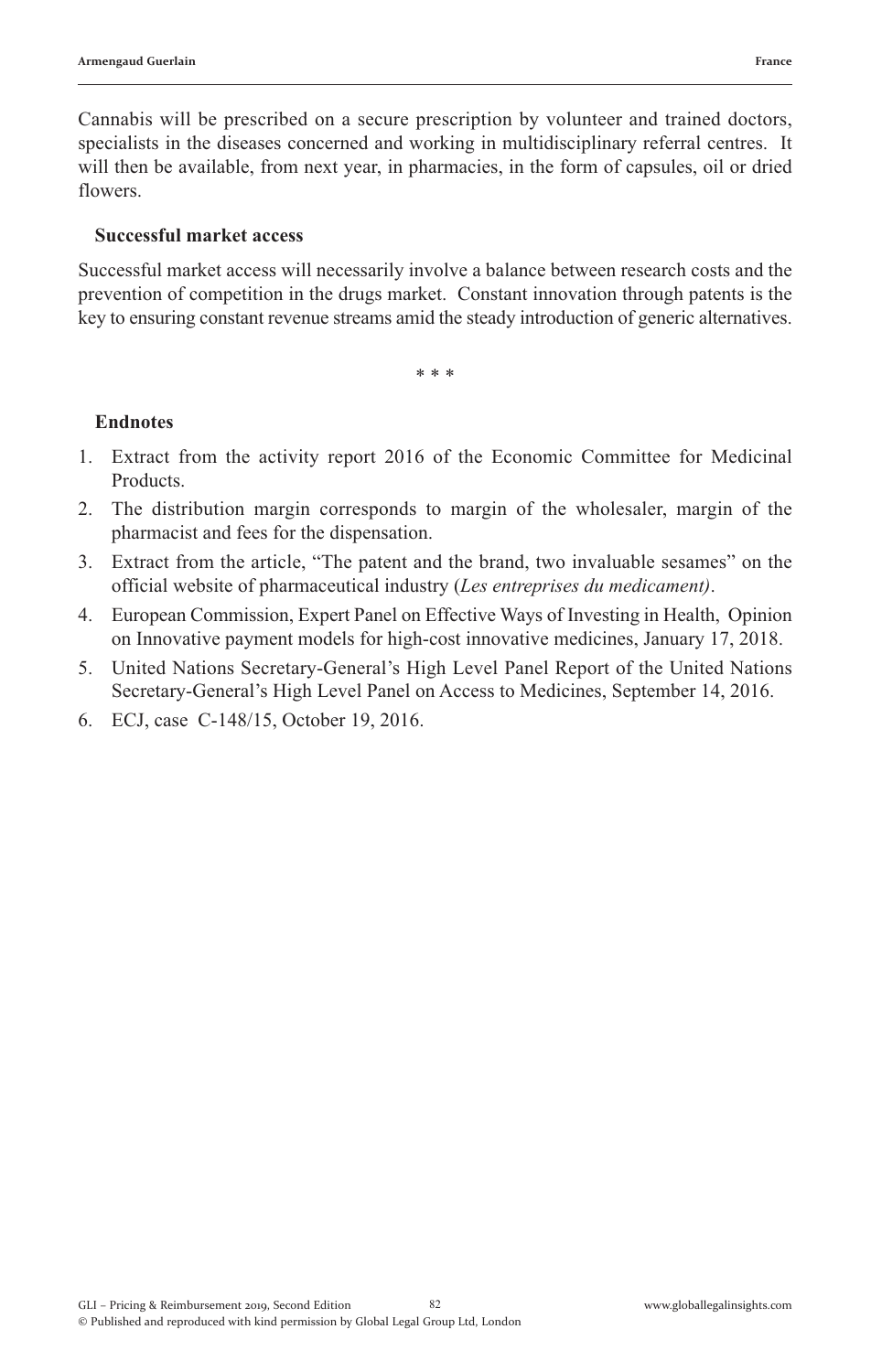Cannabis will be prescribed on a secure prescription by volunteer and trained doctors, specialists in the diseases concerned and working in multidisciplinary referral centres. It will then be available, from next year, in pharmacies, in the form of capsules, oil or dried flowers.

### Successful market access

Successful market access will necessarily involve a balance between research costs and the prevention of competition in the drugs market. Constant innovation through patents is the key to ensuring constant revenue streams amid the steady introduction of generic alternatives.

* * *

### Endnotes

1. Extract from the activity report 2016 of the Economic Committee for Medicinal Products.
2. The distribution margin corresponds to margin of the wholesaler, margin of the pharmacist and fees for the dispensation.
3. Extract from the article, "The patent and the brand, two invaluable sesames" on the official website of pharmaceutical industry (*Les entreprises du medicament)*.
4. European Commission, Expert Panel on Effective Ways of Investing in Health, Opinion on Innovative payment models for high-cost innovative medicines, January 17, 2018.
5. United Nations Secretary-General's High Level Panel Report of the United Nations Secretary-General's High Level Panel on Access to Medicines, September 14, 2016.
6. ECJ, case C-148/15, October 19, 2016.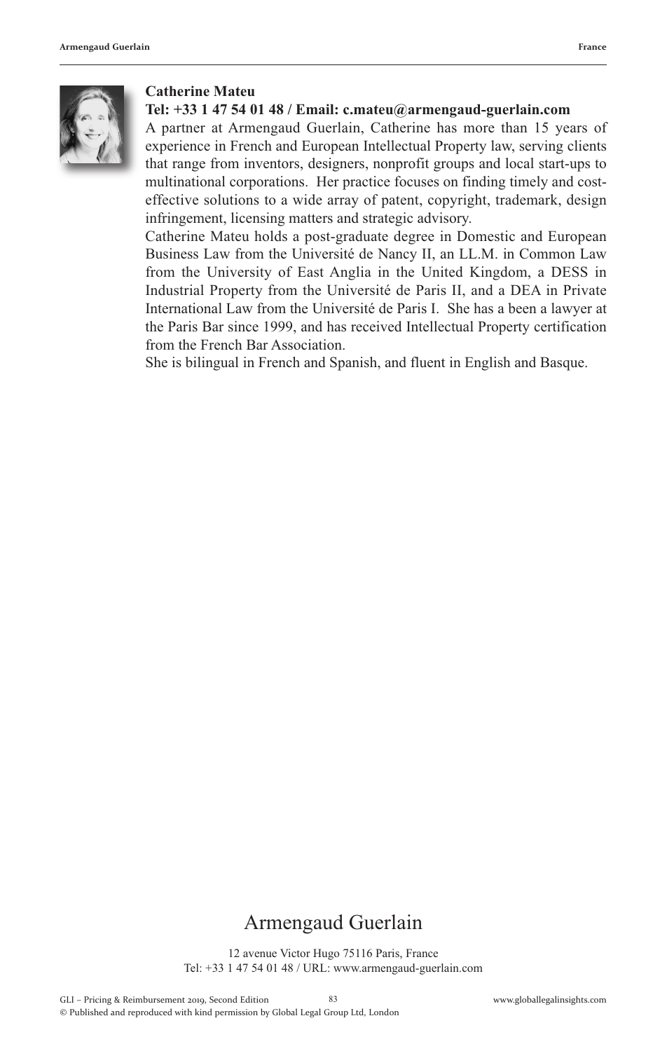**Catherine Mateu**

**Tel: +33 1 47 54 01 48 / Email: c.mateu@armengaud-guerlain.com**

A partner at Armengaud Guerlain, Catherine has more than 15 years of experience in French and European Intellectual Property law, serving clients that range from inventors, designers, nonprofit groups and local start-ups to multinational corporations. Her practice focuses on finding timely and cost-effective solutions to a wide array of patent, copyright, trademark, design infringement, licensing matters and strategic advisory.

Catherine Mateu holds a post-graduate degree in Domestic and European Business Law from the Université de Nancy II, an LL.M. in Common Law from the University of East Anglia in the United Kingdom, a DESS in Industrial Property from the Université de Paris II, and a DEA in Private International Law from the Université de Paris I. She has a been a lawyer at the Paris Bar since 1999, and has received Intellectual Property certification from the French Bar Association.

She is bilingual in French and Spanish, and fluent in English and Basque.

# Armengaud Guerlain

12 avenue Victor Hugo 75116 Paris, France
Tel: +33 1 47 54 01 48 / URL: www.armengaud-guerlain.com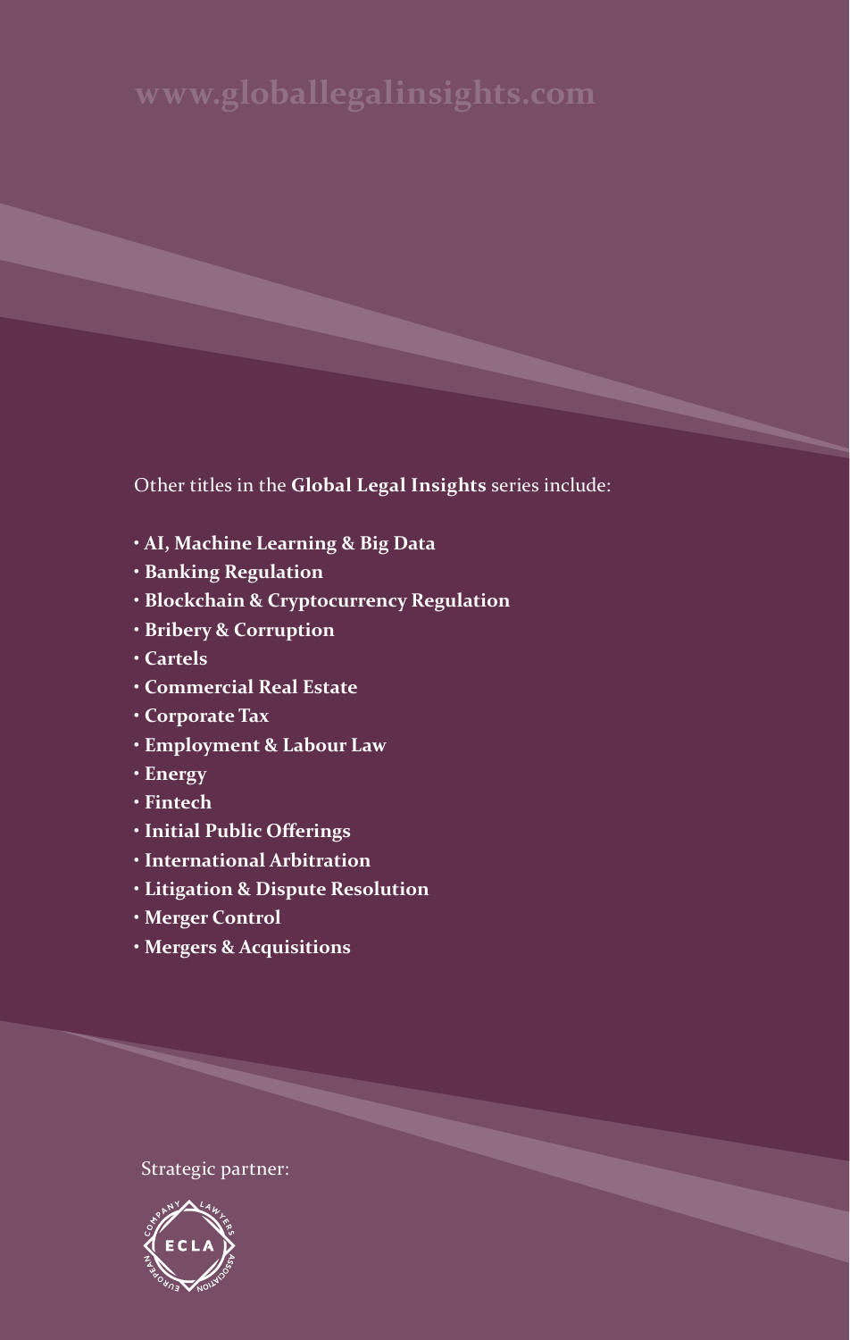www.globallegalinsights.com

Other titles in the **Global Legal Insights** series include:

- **AI, Machine Learning & Big Data**
- **Banking Regulation**
- **Blockchain & Cryptocurrency Regulation**
- **Bribery & Corruption**
- **Cartels**
- **Commercial Real Estate**
- **Corporate Tax**
- **Employment & Labour Law**
- **Energy**
- **Fintech**
- **Initial Public Offerings**
- **International Arbitration**
- **Litigation & Dispute Resolution**
- **Merger Control**
- **Mergers & Acquisitions**

Strategic partner:

ECLA

EUROPEAN COMPANY LAWYERS ASSOCIATION